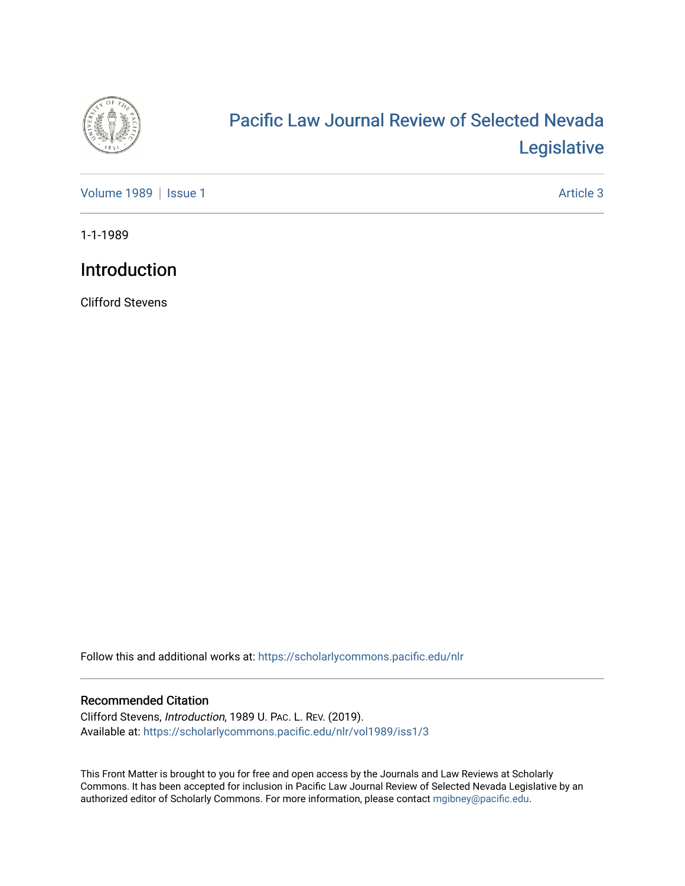# Pacific Law Journal Review of Selected Nevada Legislative

Volume 1989 | Issue 1

Article 3

1-1-1989

## Introduction

Clifford Stevens

Follow this and additional works at: https://scholarlycommons.pacific.edu/nlr

### Recommended Citation

Clifford Stevens, *Introduction*, 1989 U. PAC. L. REV. (2019).
Available at: https://scholarlycommons.pacific.edu/nlr/vol1989/iss1/3

This Front Matter is brought to you for free and open access by the Journals and Law Reviews at Scholarly Commons. It has been accepted for inclusion in Pacific Law Journal Review of Selected Nevada Legislative by an authorized editor of Scholarly Commons. For more information, please contact mgibney@pacific.edu.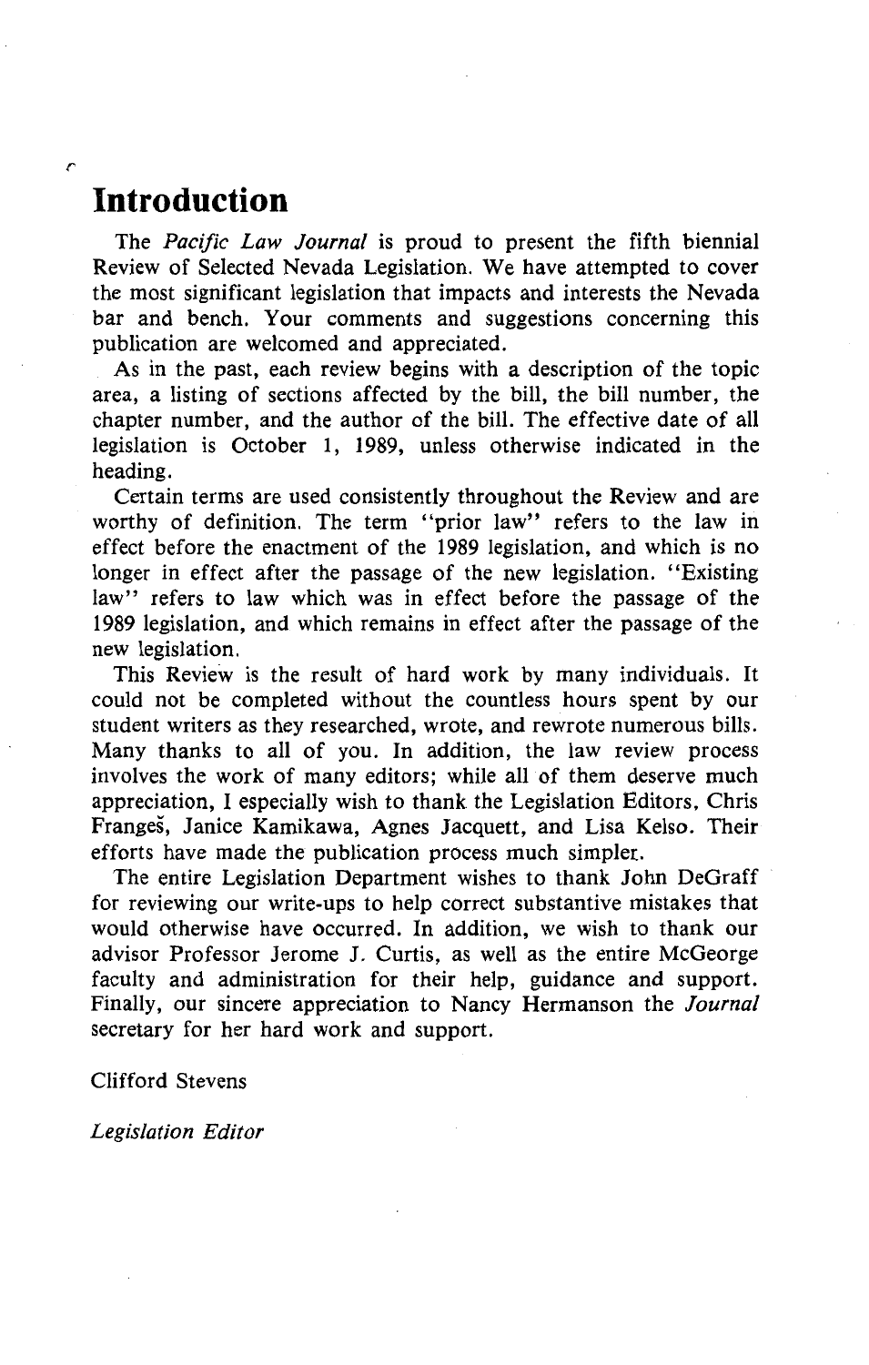# Introduction

The *Pacific Law Journal* is proud to present the fifth biennial Review of Selected Nevada Legislation. We have attempted to cover the most significant legislation that impacts and interests the Nevada bar and bench. Your comments and suggestions concerning this publication are welcomed and appreciated.

As in the past, each review begins with a description of the topic area, a listing of sections affected by the bill, the bill number, the chapter number, and the author of the bill. The effective date of all legislation is October 1, 1989, unless otherwise indicated in the heading.

Certain terms are used consistently throughout the Review and are worthy of definition. The term "prior law" refers to the law in effect before the enactment of the 1989 legislation, and which is no longer in effect after the passage of the new legislation. "Existing law" refers to law which was in effect before the passage of the 1989 legislation, and which remains in effect after the passage of the new legislation.

This Review is the result of hard work by many individuals. It could not be completed without the countless hours spent by our student writers as they researched, wrote, and rewrote numerous bills. Many thanks to all of you. In addition, the law review process involves the work of many editors; while all of them deserve much appreciation, I especially wish to thank the Legislation Editors, Chris Frangeš, Janice Kamikawa, Agnes Jacquett, and Lisa Kelso. Their efforts have made the publication process much simpler.

The entire Legislation Department wishes to thank John DeGraff for reviewing our write-ups to help correct substantive mistakes that would otherwise have occurred. In addition, we wish to thank our advisor Professor Jerome J. Curtis, as well as the entire McGeorge faculty and administration for their help, guidance and support. Finally, our sincere appreciation to Nancy Hermanson the *Journal* secretary for her hard work and support.

Clifford Stevens

*Legislation Editor*